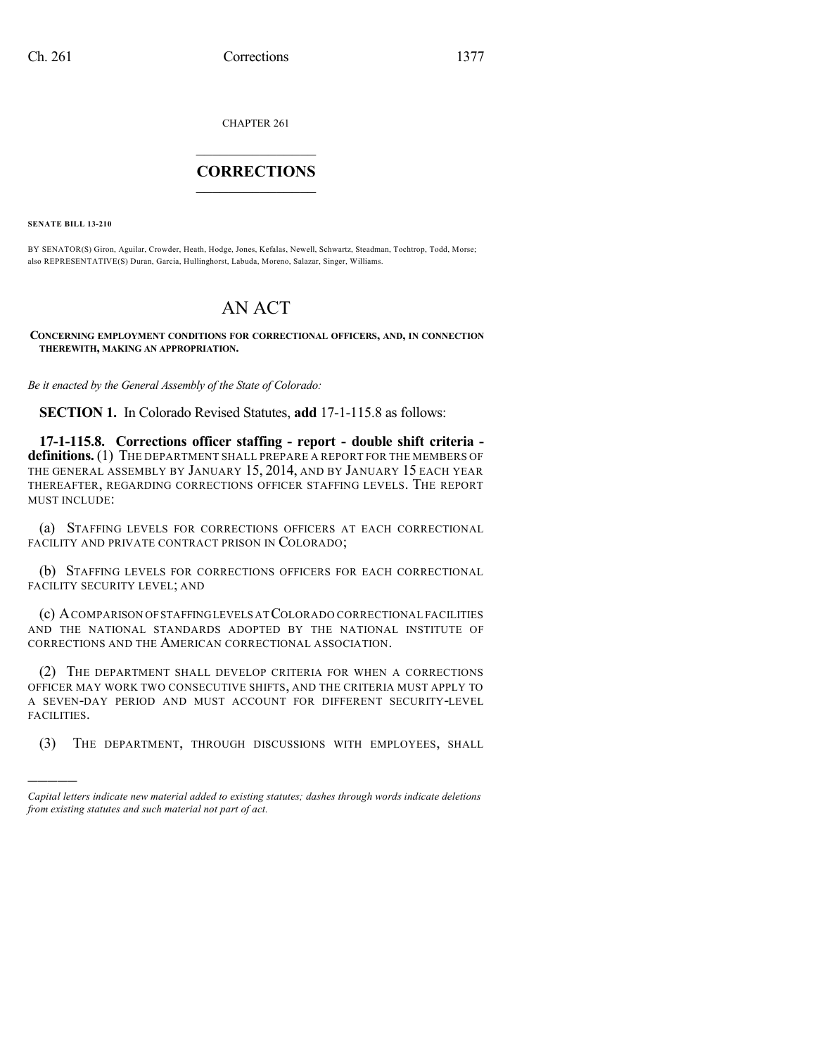CHAPTER 261

# CORRECTIONS

**SENATE BILL 13-210**

BY SENATOR(S) Giron, Aguilar, Crowder, Heath, Hodge, Jones, Kefalas, Newell, Schwartz, Steadman, Tochtrop, Todd, Morse; also REPRESENTATIVE(S) Duran, Garcia, Hullinghorst, Labuda, Moreno, Salazar, Singer, Williams.

# AN ACT

**CONCERNING EMPLOYMENT CONDITIONS FOR CORRECTIONAL OFFICERS, AND, IN CONNECTION THEREWITH, MAKING AN APPROPRIATION.**

*Be it enacted by the General Assembly of the State of Colorado:*

**SECTION 1.** In Colorado Revised Statutes, **add** 17-1-115.8 as follows:

**17-1-115.8. Corrections officer staffing - report - double shift criteria - definitions.** (1) THE DEPARTMENT SHALL PREPARE A REPORT FOR THE MEMBERS OF THE GENERAL ASSEMBLY BY JANUARY 15, 2014, AND BY JANUARY 15 EACH YEAR THEREAFTER, REGARDING CORRECTIONS OFFICER STAFFING LEVELS. THE REPORT MUST INCLUDE:

(a) STAFFING LEVELS FOR CORRECTIONS OFFICERS AT EACH CORRECTIONAL FACILITY AND PRIVATE CONTRACT PRISON IN COLORADO;

(b) STAFFING LEVELS FOR CORRECTIONS OFFICERS FOR EACH CORRECTIONAL FACILITY SECURITY LEVEL; AND

(c) A COMPARISON OF STAFFING LEVELS AT COLORADO CORRECTIONAL FACILITIES AND THE NATIONAL STANDARDS ADOPTED BY THE NATIONAL INSTITUTE OF CORRECTIONS AND THE AMERICAN CORRECTIONAL ASSOCIATION.

(2) THE DEPARTMENT SHALL DEVELOP CRITERIA FOR WHEN A CORRECTIONS OFFICER MAY WORK TWO CONSECUTIVE SHIFTS, AND THE CRITERIA MUST APPLY TO A SEVEN-DAY PERIOD AND MUST ACCOUNT FOR DIFFERENT SECURITY-LEVEL FACILITIES.

(3) THE DEPARTMENT, THROUGH DISCUSSIONS WITH EMPLOYEES, SHALL

---

*Capital letters indicate new material added to existing statutes; dashes through words indicate deletions from existing statutes and such material not part of act.*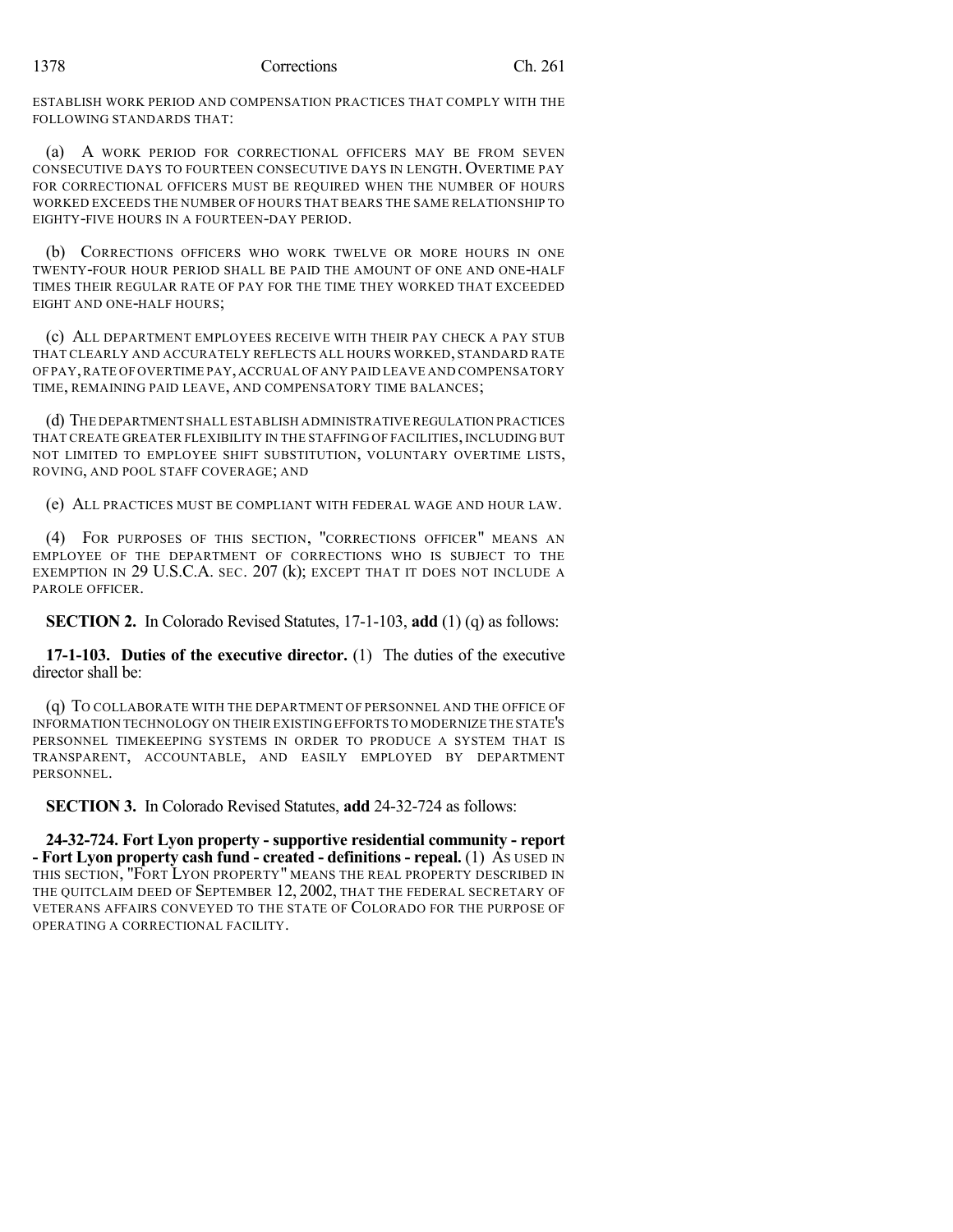ESTABLISH WORK PERIOD AND COMPENSATION PRACTICES THAT COMPLY WITH THE FOLLOWING STANDARDS THAT:

(a) A WORK PERIOD FOR CORRECTIONAL OFFICERS MAY BE FROM SEVEN CONSECUTIVE DAYS TO FOURTEEN CONSECUTIVE DAYS IN LENGTH. OVERTIME PAY FOR CORRECTIONAL OFFICERS MUST BE REQUIRED WHEN THE NUMBER OF HOURS WORKED EXCEEDS THE NUMBER OF HOURS THAT BEARS THE SAME RELATIONSHIP TO EIGHTY-FIVE HOURS IN A FOURTEEN-DAY PERIOD.

(b) CORRECTIONS OFFICERS WHO WORK TWELVE OR MORE HOURS IN ONE TWENTY-FOUR HOUR PERIOD SHALL BE PAID THE AMOUNT OF ONE AND ONE-HALF TIMES THEIR REGULAR RATE OF PAY FOR THE TIME THEY WORKED THAT EXCEEDED EIGHT AND ONE-HALF HOURS;

(c) ALL DEPARTMENT EMPLOYEES RECEIVE WITH THEIR PAY CHECK A PAY STUB THAT CLEARLY AND ACCURATELY REFLECTS ALL HOURS WORKED, STANDARD RATE OF PAY, RATE OF OVERTIME PAY, ACCRUAL OF ANY PAID LEAVE AND COMPENSATORY TIME, REMAINING PAID LEAVE, AND COMPENSATORY TIME BALANCES;

(d) THE DEPARTMENT SHALL ESTABLISH ADMINISTRATIVE REGULATION PRACTICES THAT CREATE GREATER FLEXIBILITY IN THE STAFFING OF FACILITIES, INCLUDING BUT NOT LIMITED TO EMPLOYEE SHIFT SUBSTITUTION, VOLUNTARY OVERTIME LISTS, ROVING, AND POOL STAFF COVERAGE; AND

(e) ALL PRACTICES MUST BE COMPLIANT WITH FEDERAL WAGE AND HOUR LAW.

(4) FOR PURPOSES OF THIS SECTION, "CORRECTIONS OFFICER" MEANS AN EMPLOYEE OF THE DEPARTMENT OF CORRECTIONS WHO IS SUBJECT TO THE EXEMPTION IN 29 U.S.C.A. SEC. 207 (k); EXCEPT THAT IT DOES NOT INCLUDE A PAROLE OFFICER.

**SECTION 2.** In Colorado Revised Statutes, 17-1-103, **add** (1) (q) as follows:

**17-1-103. Duties of the executive director.** (1) The duties of the executive director shall be:

(q) TO COLLABORATE WITH THE DEPARTMENT OF PERSONNEL AND THE OFFICE OF INFORMATION TECHNOLOGY ON THEIR EXISTING EFFORTS TO MODERNIZE THE STATE'S PERSONNEL TIMEKEEPING SYSTEMS IN ORDER TO PRODUCE A SYSTEM THAT IS TRANSPARENT, ACCOUNTABLE, AND EASILY EMPLOYED BY DEPARTMENT PERSONNEL.

**SECTION 3.** In Colorado Revised Statutes, **add** 24-32-724 as follows:

**24-32-724. Fort Lyon property - supportive residential community - report - Fort Lyon property cash fund - created - definitions - repeal.** (1) AS USED IN THIS SECTION, "FORT LYON PROPERTY" MEANS THE REAL PROPERTY DESCRIBED IN THE QUITCLAIM DEED OF SEPTEMBER 12, 2002, THAT THE FEDERAL SECRETARY OF VETERANS AFFAIRS CONVEYED TO THE STATE OF COLORADO FOR THE PURPOSE OF OPERATING A CORRECTIONAL FACILITY.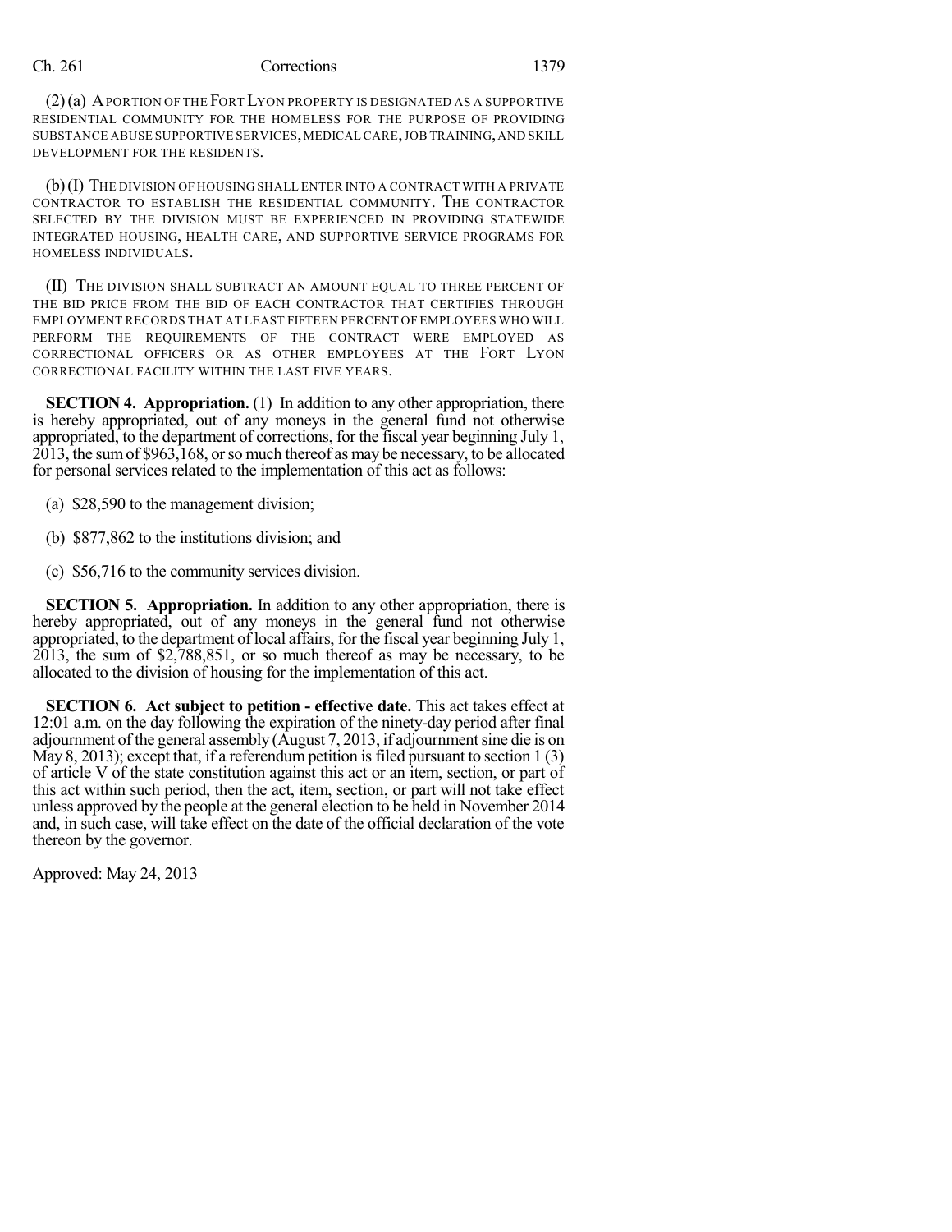(2) (a) A PORTION OF THE FORT LYON PROPERTY IS DESIGNATED AS A SUPPORTIVE RESIDENTIAL COMMUNITY FOR THE HOMELESS FOR THE PURPOSE OF PROVIDING SUBSTANCE ABUSE SUPPORTIVE SERVICES, MEDICAL CARE, JOB TRAINING, AND SKILL DEVELOPMENT FOR THE RESIDENTS.

(b) (I) THE DIVISION OF HOUSING SHALL ENTER INTO A CONTRACT WITH A PRIVATE CONTRACTOR TO ESTABLISH THE RESIDENTIAL COMMUNITY. THE CONTRACTOR SELECTED BY THE DIVISION MUST BE EXPERIENCED IN PROVIDING STATEWIDE INTEGRATED HOUSING, HEALTH CARE, AND SUPPORTIVE SERVICE PROGRAMS FOR HOMELESS INDIVIDUALS.

(II) THE DIVISION SHALL SUBTRACT AN AMOUNT EQUAL TO THREE PERCENT OF THE BID PRICE FROM THE BID OF EACH CONTRACTOR THAT CERTIFIES THROUGH EMPLOYMENT RECORDS THAT AT LEAST FIFTEEN PERCENT OF EMPLOYEES WHO WILL PERFORM THE REQUIREMENTS OF THE CONTRACT WERE EMPLOYED AS CORRECTIONAL OFFICERS OR AS OTHER EMPLOYEES AT THE FORT LYON CORRECTIONAL FACILITY WITHIN THE LAST FIVE YEARS.

**SECTION 4. Appropriation.** (1) In addition to any other appropriation, there is hereby appropriated, out of any moneys in the general fund not otherwise appropriated, to the department of corrections, for the fiscal year beginning July 1, 2013, the sum of $963,168, or so much thereof as may be necessary, to be allocated for personal services related to the implementation of this act as follows:

(a) $28,590 to the management division;

(b) $877,862 to the institutions division; and

(c) $56,716 to the community services division.

**SECTION 5. Appropriation.** In addition to any other appropriation, there is hereby appropriated, out of any moneys in the general fund not otherwise appropriated, to the department of local affairs, for the fiscal year beginning July 1, 2013, the sum of $2,788,851, or so much thereof as may be necessary, to be allocated to the division of housing for the implementation of this act.

**SECTION 6. Act subject to petition - effective date.** This act takes effect at 12:01 a.m. on the day following the expiration of the ninety-day period after final adjournment of the general assembly (August 7, 2013, if adjournment sine die is on May 8, 2013); except that, if a referendum petition is filed pursuant to section 1 (3) of article V of the state constitution against this act or an item, section, or part of this act within such period, then the act, item, section, or part will not take effect unless approved by the people at the general election to be held in November 2014 and, in such case, will take effect on the date of the official declaration of the vote thereon by the governor.

Approved: May 24, 2013